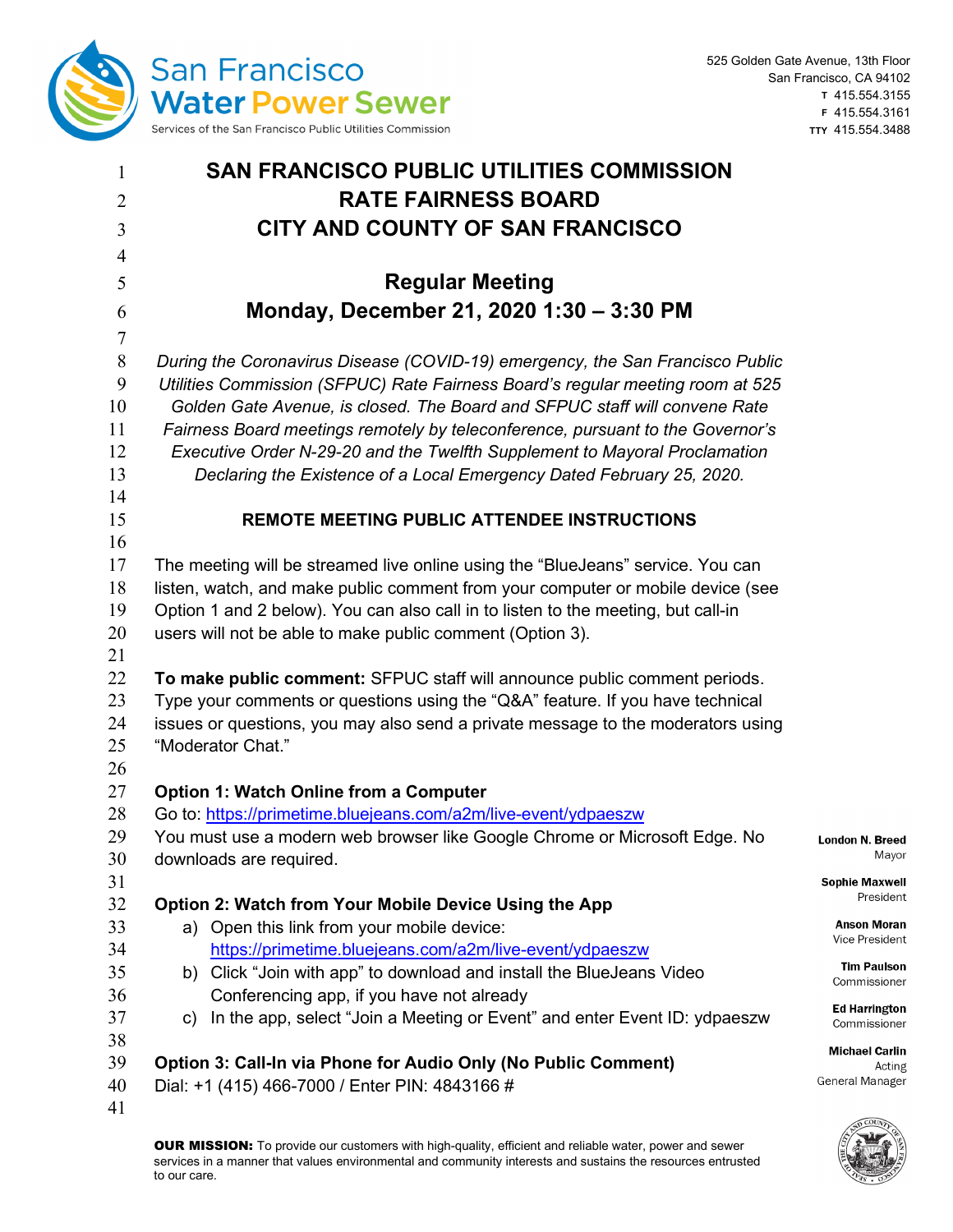San Francisco Water Power Sewer
Services of the San Francisco Public Utilities Commission

525 Golden Gate Avenue, 13th Floor
San Francisco, CA 94102
T 415.554.3155
F 415.554.3161
TTY 415.554.3488

# SAN FRANCISCO PUBLIC UTILITIES COMMISSION
# RATE FAIRNESS BOARD
# CITY AND COUNTY OF SAN FRANCISCO

## Regular Meeting
## Monday, December 21, 2020 1:30 – 3:30 PM

*During the Coronavirus Disease (COVID-19) emergency, the San Francisco Public Utilities Commission (SFPUC) Rate Fairness Board's regular meeting room at 525 Golden Gate Avenue, is closed. The Board and SFPUC staff will convene Rate Fairness Board meetings remotely by teleconference, pursuant to the Governor's Executive Order N-29-20 and the Twelfth Supplement to Mayoral Proclamation Declaring the Existence of a Local Emergency Dated February 25, 2020.*

### REMOTE MEETING PUBLIC ATTENDEE INSTRUCTIONS

The meeting will be streamed live online using the "BlueJeans" service. You can listen, watch, and make public comment from your computer or mobile device (see Option 1 and 2 below). You can also call in to listen to the meeting, but call-in users will not be able to make public comment (Option 3).

**To make public comment:** SFPUC staff will announce public comment periods. Type your comments or questions using the "Q&A" feature. If you have technical issues or questions, you may also send a private message to the moderators using "Moderator Chat."

**Option 1: Watch Online from a Computer**
Go to: https://primetime.bluejeans.com/a2m/live-event/ydpaeszw
You must use a modern web browser like Google Chrome or Microsoft Edge. No downloads are required.

**Option 2: Watch from Your Mobile Device Using the App**

a) Open this link from your mobile device: https://primetime.bluejeans.com/a2m/live-event/ydpaeszw
b) Click "Join with app" to download and install the BlueJeans Video Conferencing app, if you have not already
c) In the app, select "Join a Meeting or Event" and enter Event ID: ydpaeszw

**Option 3: Call-In via Phone for Audio Only (No Public Comment)**
Dial: +1 (415) 466-7000 / Enter PIN: 4843166 #

**London N. Breed**
Mayor

**Sophie Maxwell**
President

**Anson Moran**
Vice President

**Tim Paulson**
Commissioner

**Ed Harrington**
Commissioner

**Michael Carlin**
Acting General Manager

**OUR MISSION:** To provide our customers with high-quality, efficient and reliable water, power and sewer services in a manner that values environmental and community interests and sustains the resources entrusted to our care.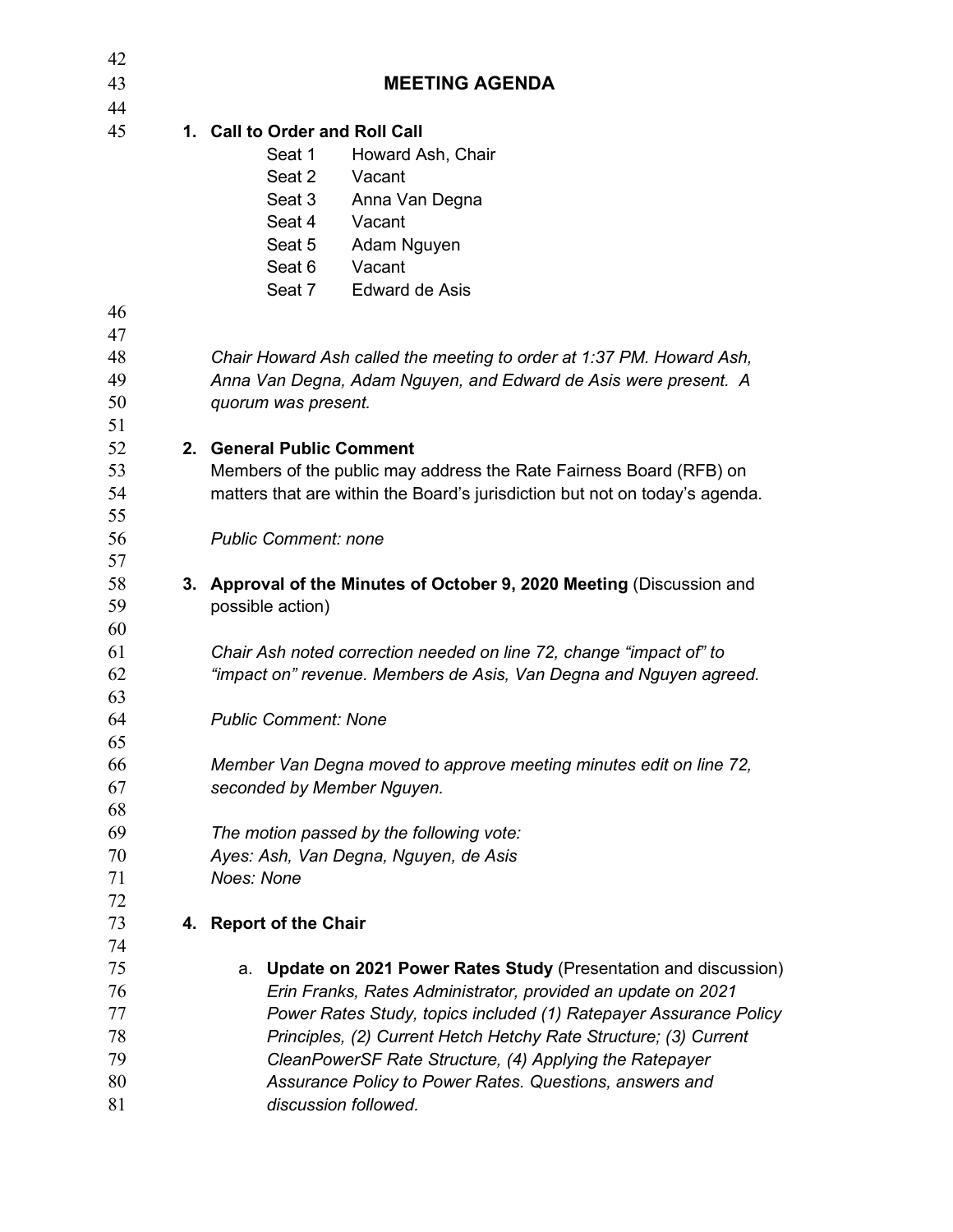## MEETING AGENDA

**1. Call to Order and Roll Call**

| | |
|---|---|
| Seat 1 | Howard Ash, Chair |
| Seat 2 | Vacant |
| Seat 3 | Anna Van Degna |
| Seat 4 | Vacant |
| Seat 5 | Adam Nguyen |
| Seat 6 | Vacant |
| Seat 7 | Edward de Asis |

*Chair Howard Ash called the meeting to order at 1:37 PM. Howard Ash, Anna Van Degna, Adam Nguyen, and Edward de Asis were present. A quorum was present.*

**2. General Public Comment**

Members of the public may address the Rate Fairness Board (RFB) on matters that are within the Board's jurisdiction but not on today's agenda.

*Public Comment: none*

**3. Approval of the Minutes of October 9, 2020 Meeting** (Discussion and possible action)

*Chair Ash noted correction needed on line 72, change "impact of" to "impact on" revenue. Members de Asis, Van Degna and Nguyen agreed.*

*Public Comment: None*

*Member Van Degna moved to approve meeting minutes edit on line 72, seconded by Member Nguyen.*

*The motion passed by the following vote:*
*Ayes: Ash, Van Degna, Nguyen, de Asis*
*Noes: None*

**4. Report of the Chair**

a. **Update on 2021 Power Rates Study** (Presentation and discussion)
*Erin Franks, Rates Administrator, provided an update on 2021 Power Rates Study, topics included (1) Ratepayer Assurance Policy Principles, (2) Current Hetch Hetchy Rate Structure; (3) Current CleanPowerSF Rate Structure, (4) Applying the Ratepayer Assurance Policy to Power Rates. Questions, answers and discussion followed.*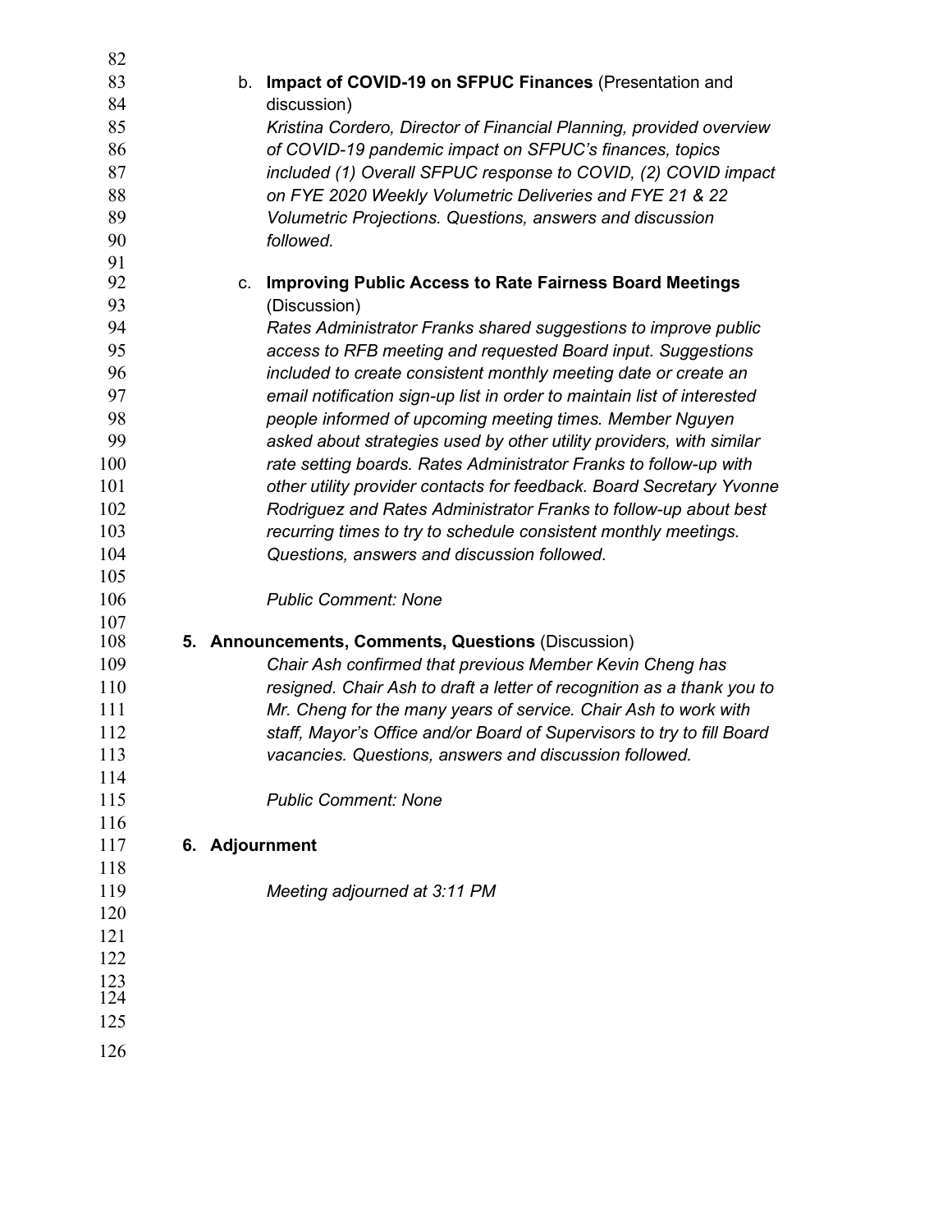b. **Impact of COVID-19 on SFPUC Finances** (Presentation and discussion)

*Kristina Cordero, Director of Financial Planning, provided overview of COVID-19 pandemic impact on SFPUC's finances, topics included (1) Overall SFPUC response to COVID, (2) COVID impact on FYE 2020 Weekly Volumetric Deliveries and FYE 21 & 22 Volumetric Projections. Questions, answers and discussion followed.*

c. **Improving Public Access to Rate Fairness Board Meetings** (Discussion)

*Rates Administrator Franks shared suggestions to improve public access to RFB meeting and requested Board input. Suggestions included to create consistent monthly meeting date or create an email notification sign-up list in order to maintain list of interested people informed of upcoming meeting times. Member Nguyen asked about strategies used by other utility providers, with similar rate setting boards. Rates Administrator Franks to follow-up with other utility provider contacts for feedback. Board Secretary Yvonne Rodriguez and Rates Administrator Franks to follow-up about best recurring times to try to schedule consistent monthly meetings. Questions, answers and discussion followed.*

*Public Comment: None*

**5. Announcements, Comments, Questions** (Discussion)

*Chair Ash confirmed that previous Member Kevin Cheng has resigned. Chair Ash to draft a letter of recognition as a thank you to Mr. Cheng for the many years of service. Chair Ash to work with staff, Mayor's Office and/or Board of Supervisors to try to fill Board vacancies. Questions, answers and discussion followed.*

*Public Comment: None*

**6. Adjournment**

*Meeting adjourned at 3:11 PM*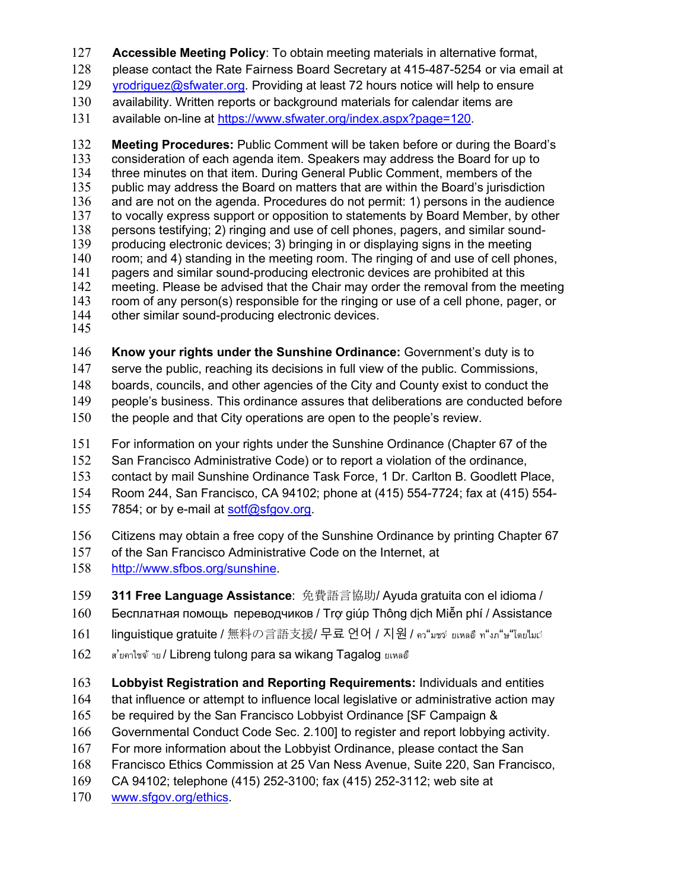**Accessible Meeting Policy**: To obtain meeting materials in alternative format, please contact the Rate Fairness Board Secretary at 415-487-5254 or via email at yrodriguez@sfwater.org. Providing at least 72 hours notice will help to ensure availability. Written reports or background materials for calendar items are available on-line at https://www.sfwater.org/index.aspx?page=120.

**Meeting Procedures:** Public Comment will be taken before or during the Board's consideration of each agenda item. Speakers may address the Board for up to three minutes on that item. During General Public Comment, members of the public may address the Board on matters that are within the Board's jurisdiction and are not on the agenda. Procedures do not permit: 1) persons in the audience to vocally express support or opposition to statements by Board Member, by other persons testifying; 2) ringing and use of cell phones, pagers, and similar sound-producing electronic devices; 3) bringing in or displaying signs in the meeting room; and 4) standing in the meeting room. The ringing of and use of cell phones, pagers and similar sound-producing electronic devices are prohibited at this meeting. Please be advised that the Chair may order the removal from the meeting room of any person(s) responsible for the ringing or use of a cell phone, pager, or other similar sound-producing electronic devices.

**Know your rights under the Sunshine Ordinance:** Government's duty is to serve the public, reaching its decisions in full view of the public. Commissions, boards, councils, and other agencies of the City and County exist to conduct the people's business. This ordinance assures that deliberations are conducted before the people and that City operations are open to the people's review.

For information on your rights under the Sunshine Ordinance (Chapter 67 of the San Francisco Administrative Code) or to report a violation of the ordinance, contact by mail Sunshine Ordinance Task Force, 1 Dr. Carlton B. Goodlett Place, Room 244, San Francisco, CA 94102; phone at (415) 554-7724; fax at (415) 554-7854; or by e-mail at sotf@sfgov.org.

Citizens may obtain a free copy of the Sunshine Ordinance by printing Chapter 67 of the San Francisco Administrative Code on the Internet, at http://www.sfbos.org/sunshine.

**311 Free Language Assistance**: 免費語言協助/ Ayuda gratuita con el idioma / Бесплатная помощь переводчиков / Trợ giúp Thông dịch Miễn phí / Assistance linguistique gratuite / 無料の言語支援/ 무료 언어 / 지원 / ความช่วยเหลือทางภาษาโดยไม่เสียค่าใช้จ่าย / Libreng tulong para sa wikang Tagalog ยเหลือ

**Lobbyist Registration and Reporting Requirements:** Individuals and entities that influence or attempt to influence local legislative or administrative action may be required by the San Francisco Lobbyist Ordinance [SF Campaign & Governmental Conduct Code Sec. 2.100] to register and report lobbying activity. For more information about the Lobbyist Ordinance, please contact the San Francisco Ethics Commission at 25 Van Ness Avenue, Suite 220, San Francisco, CA 94102; telephone (415) 252-3100; fax (415) 252-3112; web site at www.sfgov.org/ethics.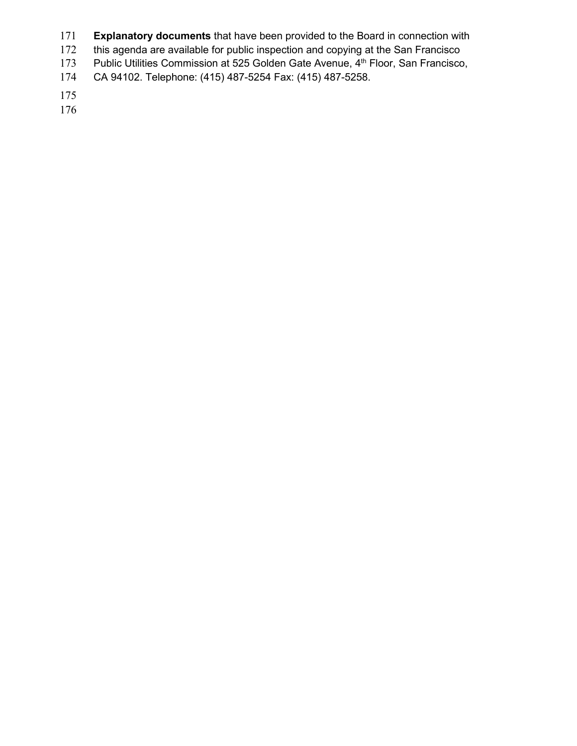**Explanatory documents** that have been provided to the Board in connection with this agenda are available for public inspection and copying at the San Francisco Public Utilities Commission at 525 Golden Gate Avenue, 4th Floor, San Francisco, CA 94102. Telephone: (415) 487-5254 Fax: (415) 487-5258.